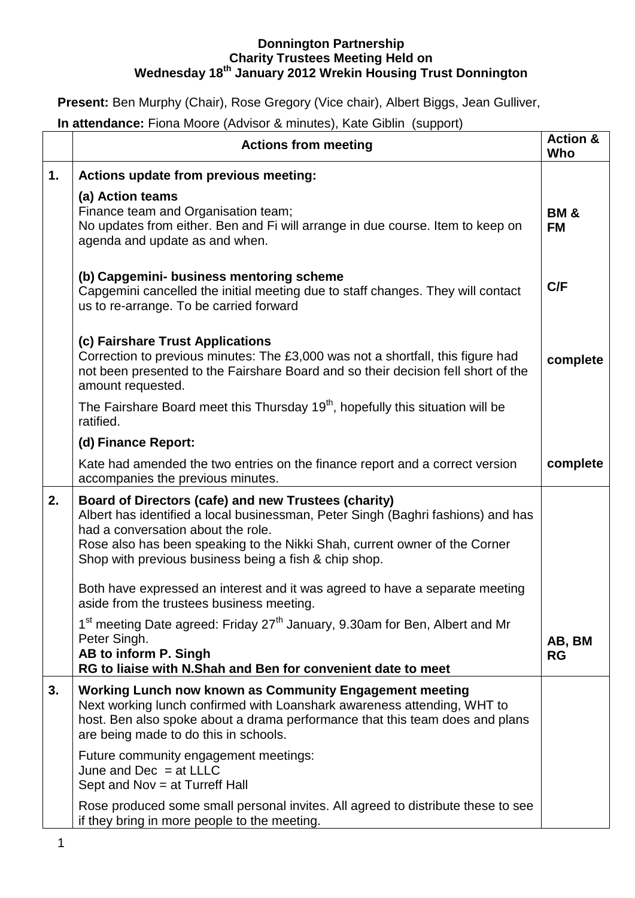**Donnington Partnership**
**Charity Trustees Meeting Held on**
**Wednesday 18th January 2012 Wrekin Housing Trust Donnington**

**Present:** Ben Murphy (Chair), Rose Gregory (Vice chair), Albert Biggs, Jean Gulliver,

**In attendance:** Fiona Moore (Advisor & minutes), Kate Giblin (support)

| | **Actions from meeting** | **Action & Who** |
|---|---|---|
| **1.** | **Actions update from previous meeting:** | |
| | **(a) Action teams**<br>Finance team and Organisation team;<br>No updates from either. Ben and Fi will arrange in due course. Item to keep on agenda and update as and when. | **BM & FM** |
| | **(b) Capgemini- business mentoring scheme**<br>Capgemini cancelled the initial meeting due to staff changes. They will contact us to re-arrange. To be carried forward | **C/F** |
| | **(c) Fairshare Trust Applications**<br>Correction to previous minutes: The £3,000 was not a shortfall, this figure had not been presented to the Fairshare Board and so their decision fell short of the amount requested. | **complete** |
| | The Fairshare Board meet this Thursday 19th, hopefully this situation will be ratified. | |
| | **(d) Finance Report:** | |
| | Kate had amended the two entries on the finance report and a correct version accompanies the previous minutes. | **complete** |
| **2.** | **Board of Directors (cafe) and new Trustees (charity)**<br>Albert has identified a local businessman, Peter Singh (Baghri fashions) and has had a conversation about the role.<br>Rose also has been speaking to the Nikki Shah, current owner of the Corner Shop with previous business being a fish & chip shop.<br><br>Both have expressed an interest and it was agreed to have a separate meeting aside from the trustees business meeting. | |
| | 1st meeting Date agreed: Friday 27th January, 9.30am for Ben, Albert and Mr Peter Singh.<br>**AB to inform P. Singh**<br>**RG to liaise with N.Shah and Ben for convenient date to meet** | **AB, BM RG** |
| **3.** | **Working Lunch now known as Community Engagement meeting**<br>Next working lunch confirmed with Loanshark awareness attending, WHT to host. Ben also spoke about a drama performance that this team does and plans are being made to do this in schools. | |
| | Future community engagement meetings:<br>June and Dec = at LLLC<br>Sept and Nov = at Turreff Hall | |
| | Rose produced some small personal invites. All agreed to distribute these to see if they bring in more people to the meeting. | |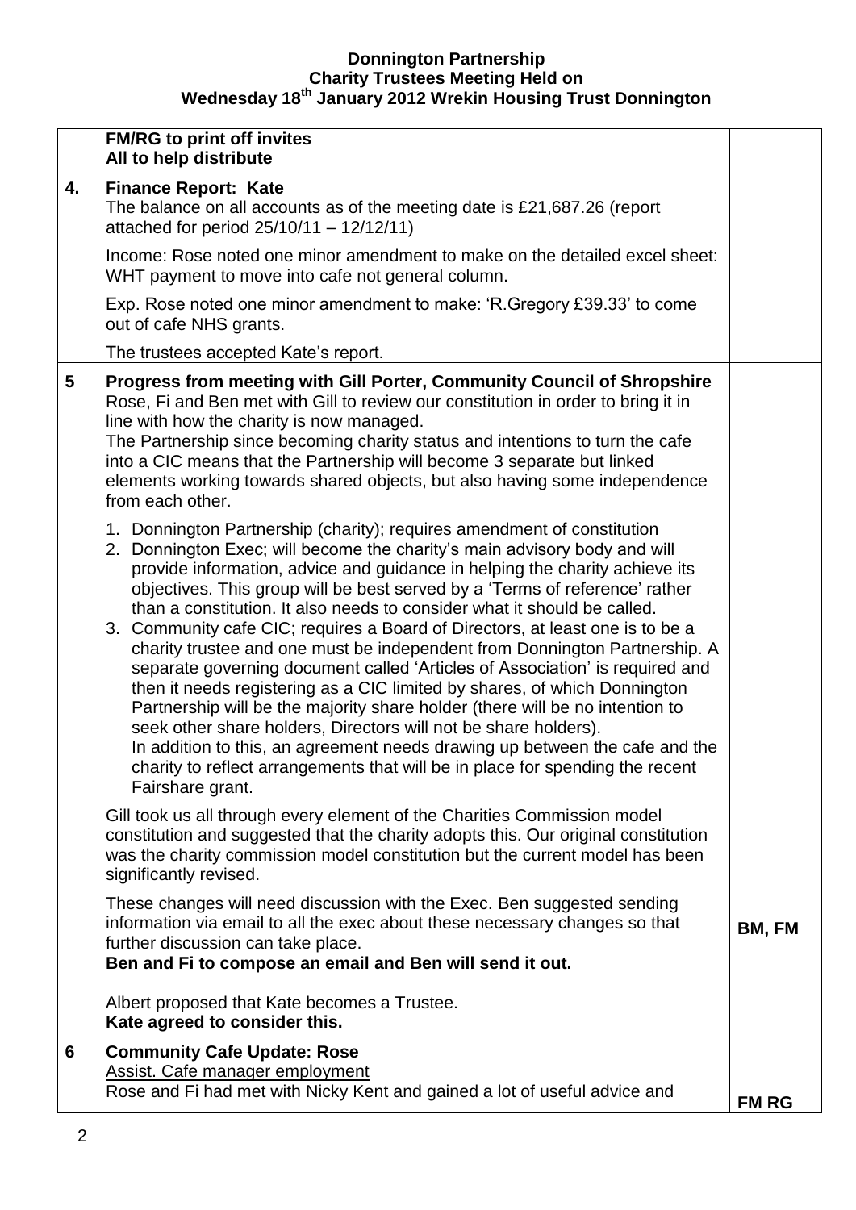**Donnington Partnership**
**Charity Trustees Meeting Held on**
**Wednesday 18th January 2012 Wrekin Housing Trust Donnington**

| | | |
|---|---|---|
| | **FM/RG to print off invites**<br>**All to help distribute** | |
| **4.** | **Finance Report: Kate**<br>The balance on all accounts as of the meeting date is £21,687.26 (report attached for period 25/10/11 – 12/12/11)<br><br>Income: Rose noted one minor amendment to make on the detailed excel sheet: WHT payment to move into cafe not general column.<br><br>Exp. Rose noted one minor amendment to make: 'R.Gregory £39.33' to come out of cafe NHS grants.<br><br>The trustees accepted Kate's report. | |
| **5** | **Progress from meeting with Gill Porter, Community Council of Shropshire**<br>Rose, Fi and Ben met with Gill to review our constitution in order to bring it in line with how the charity is now managed.<br>The Partnership since becoming charity status and intentions to turn the cafe into a CIC means that the Partnership will become 3 separate but linked elements working towards shared objects, but also having some independence from each other.<br><br>1. Donnington Partnership (charity); requires amendment of constitution<br>2. Donnington Exec; will become the charity's main advisory body and will provide information, advice and guidance in helping the charity achieve its objectives. This group will be best served by a 'Terms of reference' rather than a constitution. It also needs to consider what it should be called.<br>3. Community cafe CIC; requires a Board of Directors, at least one is to be a charity trustee and one must be independent from Donnington Partnership. A separate governing document called 'Articles of Association' is required and then it needs registering as a CIC limited by shares, of which Donnington Partnership will be the majority share holder (there will be no intention to seek other share holders, Directors will not be share holders).<br>In addition to this, an agreement needs drawing up between the cafe and the charity to reflect arrangements that will be in place for spending the recent Fairshare grant.<br><br>Gill took us all through every element of the Charities Commission model constitution and suggested that the charity adopts this. Our original constitution was the charity commission model constitution but the current model has been significantly revised.<br><br>These changes will need discussion with the Exec. Ben suggested sending information via email to all the exec about these necessary changes so that further discussion can take place.<br>**Ben and Fi to compose an email and Ben will send it out.**<br><br>Albert proposed that Kate becomes a Trustee.<br>**Kate agreed to consider this.** | **BM, FM** |
| **6** | **Community Cafe Update: Rose**<br>Assist. Cafe manager employment<br>Rose and Fi had met with Nicky Kent and gained a lot of useful advice and | **FM RG** |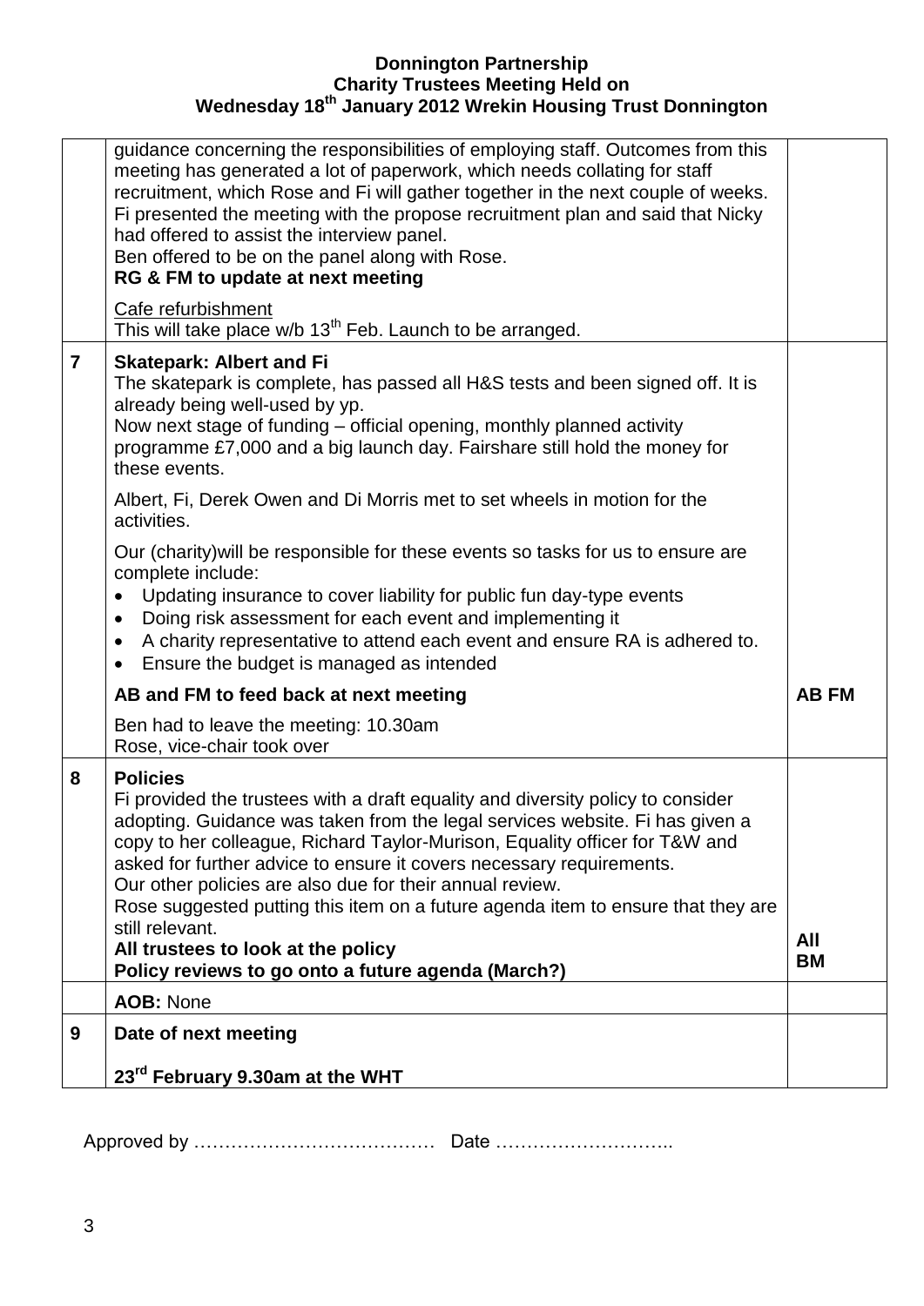**Donnington Partnership**
**Charity Trustees Meeting Held on**
**Wednesday 18th January 2012 Wrekin Housing Trust Donnington**

| | | |
|---|---|---|
| | guidance concerning the responsibilities of employing staff. Outcomes from this meeting has generated a lot of paperwork, which needs collating for staff recruitment, which Rose and Fi will gather together in the next couple of weeks. Fi presented the meeting with the propose recruitment plan and said that Nicky had offered to assist the interview panel.<br>Ben offered to be on the panel along with Rose.<br>**RG & FM to update at next meeting**<br><br>Cafe refurbishment<br>This will take place w/b 13th Feb. Launch to be arranged. | |
| **7** | **Skatepark: Albert and Fi**<br>The skatepark is complete, has passed all H&S tests and been signed off. It is already being well-used by yp.<br>Now next stage of funding – official opening, monthly planned activity programme £7,000 and a big launch day. Fairshare still hold the money for these events.<br><br>Albert, Fi, Derek Owen and Di Morris met to set wheels in motion for the activities.<br><br>Our (charity)will be responsible for these events so tasks for us to ensure are complete include:<br>• Updating insurance to cover liability for public fun day-type events<br>• Doing risk assessment for each event and implementing it<br>• A charity representative to attend each event and ensure RA is adhered to.<br>• Ensure the budget is managed as intended<br><br>**AB and FM to feed back at next meeting**<br><br>Ben had to leave the meeting: 10.30am<br>Rose, vice-chair took over | **AB FM** |
| **8** | **Policies**<br>Fi provided the trustees with a draft equality and diversity policy to consider adopting. Guidance was taken from the legal services website. Fi has given a copy to her colleague, Richard Taylor-Murison, Equality officer for T&W and asked for further advice to ensure it covers necessary requirements.<br>Our other policies are also due for their annual review.<br>Rose suggested putting this item on a future agenda item to ensure that they are still relevant.<br>**All trustees to look at the policy**<br>**Policy reviews to go onto a future agenda (March?)** | **All**<br>**BM** |
| | **AOB:** None | |
| **9** | **Date of next meeting**<br><br>**23rd February 9.30am at the WHT** | |

Approved by ………………………………… Date ………………………..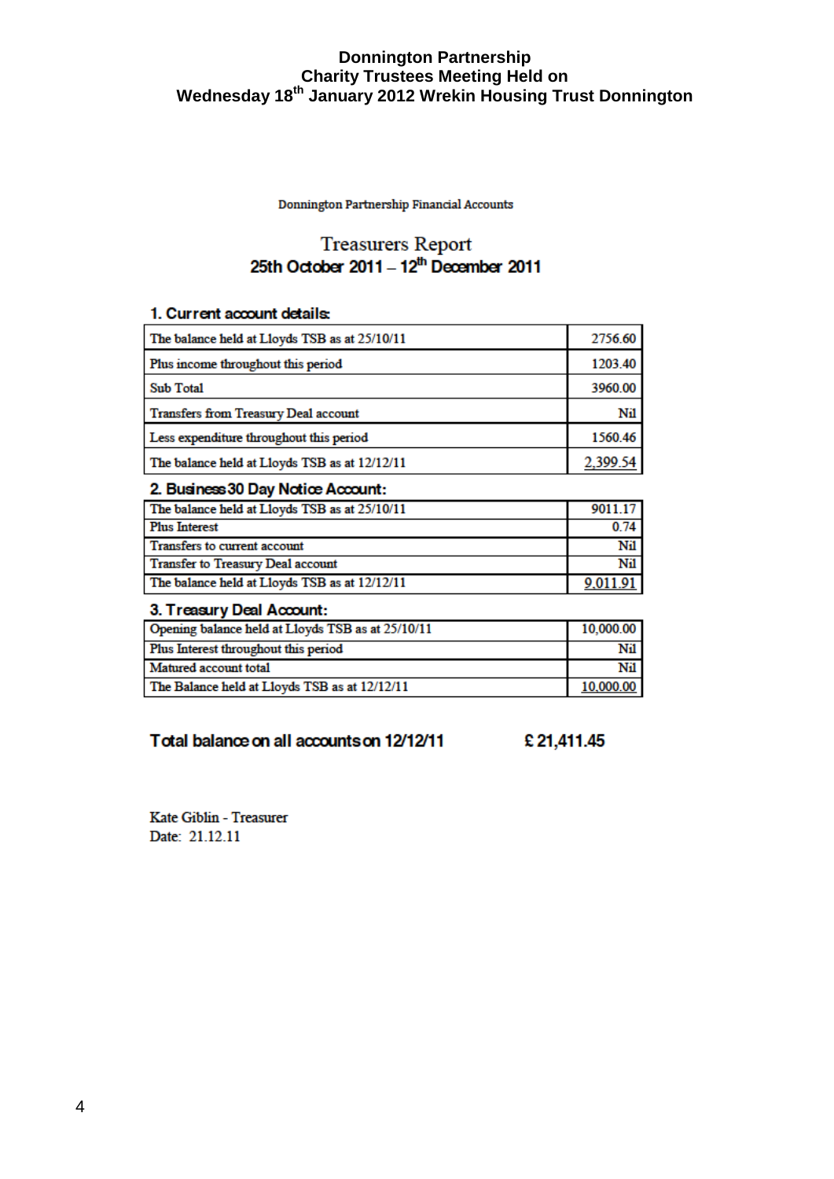**Donnington Partnership**
**Charity Trustees Meeting Held on**
**Wednesday 18th January 2012 Wrekin Housing Trust Donnington**

Donnington Partnership Financial Accounts

## Treasurers Report
### 25th October 2011 – 12th December 2011

**1. Current account details:**

| | |
|---|---|
| The balance held at Lloyds TSB as at 25/10/11 | 2756.60 |
| Plus income throughout this period | 1203.40 |
| Sub Total | 3960.00 |
| Transfers from Treasury Deal account | Nil |
| Less expenditure throughout this period | 1560.46 |
| The balance held at Lloyds TSB as at 12/12/11 | 2,399.54 |

**2. Business 30 Day Notice Account:**

| | |
|---|---|
| The balance held at Lloyds TSB as at 25/10/11 | 9011.17 |
| Plus Interest | 0.74 |
| Transfers to current account | Nil |
| Transfer to Treasury Deal account | Nil |
| The balance held at Lloyds TSB as at 12/12/11 | 9,011.91 |

**3. Treasury Deal Account:**

| | |
|---|---|
| Opening balance held at Lloyds TSB as at 25/10/11 | 10,000.00 |
| Plus Interest throughout this period | Nil |
| Matured account total | Nil |
| The Balance held at Lloyds TSB as at 12/12/11 | 10,000.00 |

**Total balance on all accounts on 12/12/11 £ 21,411.45**

Kate Giblin - Treasurer
Date: 21.12.11